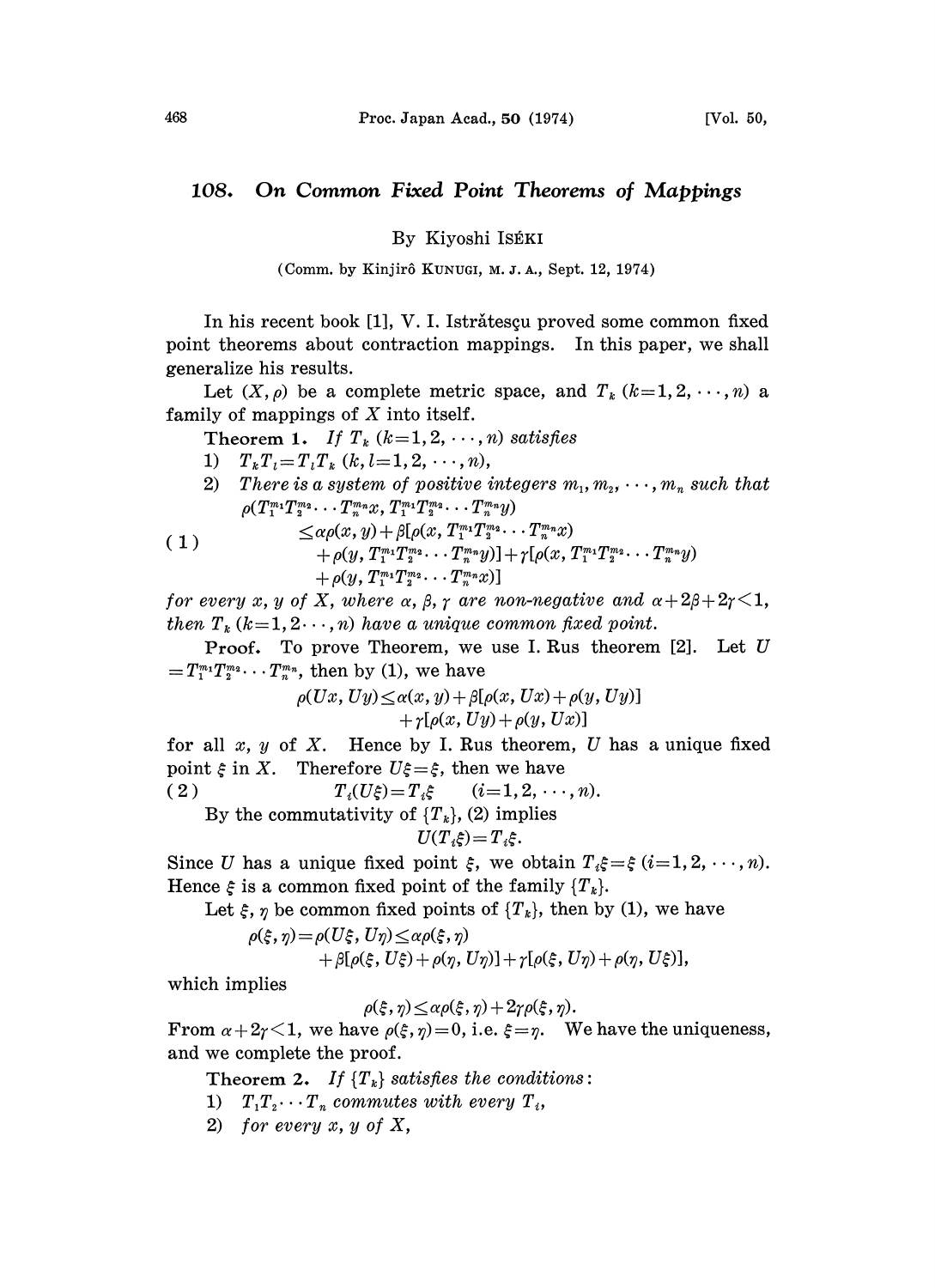# 108. On Common Fixed Point Theorems of Mappings

By Kiyoshi ISÉKI

(Comm. by Kinjirô KUNUGI, M. J. A., Sept. 12, 1974)

In his recent book [1], V. I. Istrătesçu proved some common fixed point theorems about contraction mappings. In this paper, we shall generalize his results.

Let $(X, \rho)$ be a complete metric space, and $T_k$ $(k=1, 2, \cdots, n)$ a family of mappings of $X$ into itself.

**Theorem 1.** *If $T_k$ $(k=1, 2, \cdots, n)$ satisfies*

1) $T_k T_l = T_l T_k$ $(k, l=1, 2, \cdots, n)$,
2) *There is a system of positive integers $m_1, m_2, \cdots, m_n$ such that*

$$
\begin{aligned}
(1) \qquad & \rho(T_1^{m_1}T_2^{m_2}\cdots T_n^{m_n}x, T_1^{m_1}T_2^{m_2}\cdots T_n^{m_n}y) \\
& \leq \alpha\rho(x, y) + \beta[\rho(x, T_1^{m_1}T_2^{m_2}\cdots T_n^{m_n}x) \\
& \quad + \rho(y, T_1^{m_1}T_2^{m_2}\cdots T_n^{m_n}y)] + \gamma[\rho(x, T_1^{m_1}T_2^{m_2}\cdots T_n^{m_n}y) \\
& \quad + \rho(y, T_1^{m_1}T_2^{m_2}\cdots T_n^{m_n}x)]
\end{aligned}
$$

*for every $x, y$ of $X$, where $\alpha, \beta, \gamma$ are non-negative and $\alpha+2\beta+2\gamma<1$, then $T_k$ $(k=1, 2 \cdots, n)$ have a unique common fixed point.*

**Proof.** To prove Theorem, we use I. Rus theorem [2]. Let $U = T_1^{m_1}T_2^{m_2}\cdots T_n^{m_n}$, then by (1), we have

$$
\begin{aligned}
\rho(Ux, Uy) \leq \alpha(x, y) &+ \beta[\rho(x, Ux) + \rho(y, Uy)] \\
&+ \gamma[\rho(x, Uy) + \rho(y, Ux)]
\end{aligned}
$$

for all $x$, $y$ of $X$. Hence by I. Rus theorem, $U$ has a unique fixed point $\xi$ in $X$. Therefore $U\xi = \xi$, then we have

$$
(2) \qquad T_i(U\xi) = T_i\xi \qquad (i=1, 2, \cdots, n).
$$

By the commutativity of $\{T_k\}$, (2) implies

$$
U(T_i\xi) = T_i\xi.
$$

Since $U$ has a unique fixed point $\xi$, we obtain $T_i\xi = \xi$ $(i=1, 2, \cdots, n)$. Hence $\xi$ is a common fixed point of the family $\{T_k\}$.

Let $\xi$, $\eta$ be common fixed points of $\{T_k\}$, then by (1), we have

$$
\begin{aligned}
\rho(\xi, \eta) = \rho(U\xi, U\eta) &\leq \alpha\rho(\xi, \eta) \\
&+ \beta[\rho(\xi, U\xi) + \rho(\eta, U\eta)] + \gamma[\rho(\xi, U\eta) + \rho(\eta, U\xi)],
\end{aligned}
$$

which implies

$$
\rho(\xi, \eta) \leq \alpha\rho(\xi, \eta) + 2\gamma\rho(\xi, \eta).
$$

From $\alpha+2\gamma<1$, we have $\rho(\xi, \eta)=0$, i.e. $\xi=\eta$. We have the uniqueness, and we complete the proof.

**Theorem 2.** *If $\{T_k\}$ satisfies the conditions:*

1) $T_1T_2\cdots T_n$ *commutes with every* $T_i$,
2) *for every $x, y$ of $X$,*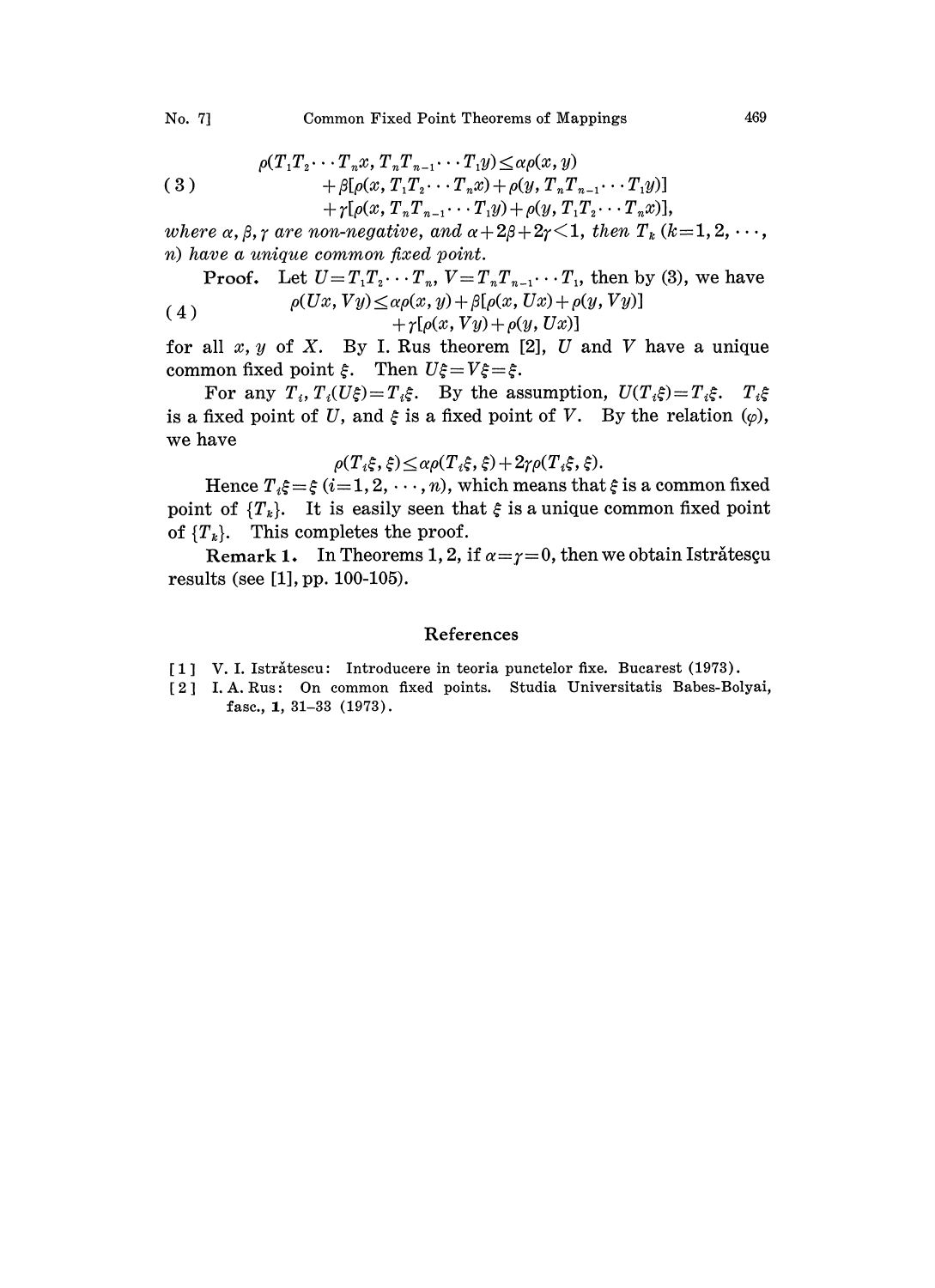$$
\begin{aligned}
(3) \qquad \rho(T_1T_2\cdots T_nx, T_nT_{n-1}\cdots T_1y) \leq & \ \alpha\rho(x,y) \\
& + \beta[\rho(x, T_1T_2\cdots T_nx) + \rho(y, T_nT_{n-1}\cdots T_1y)] \\
& + \gamma[\rho(x, T_nT_{n-1}\cdots T_1y) + \rho(y, T_1T_2\cdots T_nx)],
\end{aligned}
$$

*where $\alpha, \beta, \gamma$ are non-negative, and $\alpha+2\beta+2\gamma<1$, then $T_k$ $(k=1,2,\cdots,n)$ have a unique common fixed point.*

**Proof.** Let $U=T_1T_2\cdots T_n$, $V=T_nT_{n-1}\cdots T_1$, then by (3), we have

$$
\begin{aligned}
(4) \qquad \rho(Ux, Vy) \leq & \ \alpha\rho(x,y) + \beta[\rho(x, Ux) + \rho(y, Vy)] \\
& + \gamma[\rho(x, Vy) + \rho(y, Ux)]
\end{aligned}
$$

for all $x, y$ of $X$. By I. Rus theorem [2], $U$ and $V$ have a unique common fixed point $\xi$. Then $U\xi=V\xi=\xi$.

For any $T_i$, $T_i(U\xi)=T_i\xi$. By the assumption, $U(T_i\xi)=T_i\xi$. $T_i\xi$ is a fixed point of $U$, and $\xi$ is a fixed point of $V$. By the relation $(\varphi)$, we have

$$
\rho(T_i\xi, \xi) \leq \alpha\rho(T_i\xi, \xi) + 2\gamma\rho(T_i\xi, \xi).
$$

Hence $T_i\xi=\xi$ $(i=1,2,\cdots,n)$, which means that $\xi$ is a common fixed point of $\{T_k\}$. It is easily seen that $\xi$ is a unique common fixed point of $\{T_k\}$. This completes the proof.

**Remark 1.** In Theorems 1, 2, if $\alpha=\gamma=0$, then we obtain Istrătesçu results (see [1], pp. 100-105).

## References

[1] V. I. Istrătescu: Introducere in teoria punctelor fixe. Bucarest (1973).

[2] I. A. Rus: On common fixed points. Studia Universitatis Babes-Bolyai, fasc., 1, 31–33 (1973).